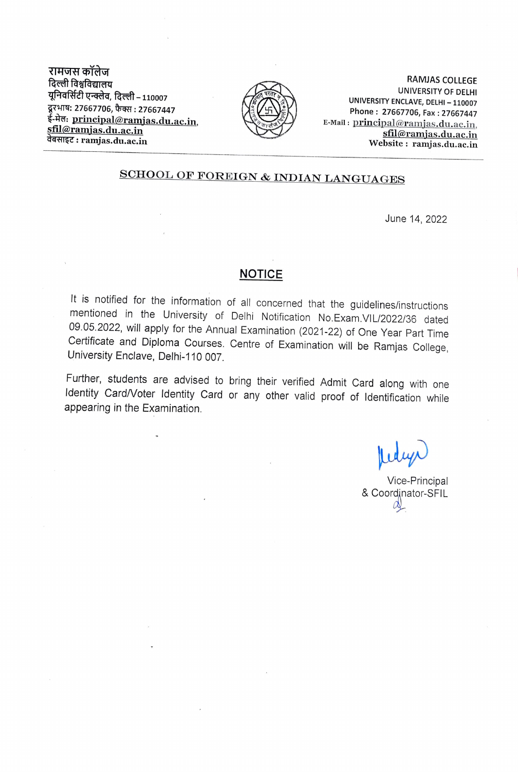रामजस कॉलेज
दिल्ली विश्वविद्यालय
यूनिवर्सिटी एन्क्लेव, दिल्ली – 110007
दूरभाष: 27667706, फैक्स : 27667447
ई-मेल: principal@ramjas.du.ac.in,
sfil@ramjas.du.ac.in
वेबसाइट : ramjas.du.ac.in

RAMJAS COLLEGE
UNIVERSITY OF DELHI
UNIVERSITY ENCLAVE, DELHI – 110007
Phone : 27667706, Fax : 27667447
E-Mail : principal@ramjas.du.ac.in,
sfil@ramjas.du.ac.in
Website : ramjas.du.ac.in

## SCHOOL OF FOREIGN & INDIAN LANGUAGES

June 14, 2022

## NOTICE

It is notified for the information of all concerned that the guidelines/instructions mentioned in the University of Delhi Notification No.Exam.VIL/2022/36 dated 09.05.2022, will apply for the Annual Examination (2021-22) of One Year Part Time Certificate and Diploma Courses. Centre of Examination will be Ramjas College, University Enclave, Delhi-110 007.

Further, students are advised to bring their verified Admit Card along with one Identity Card/Voter Identity Card or any other valid proof of Identification while appearing in the Examination.

Vice-Principal
& Coordinator-SFIL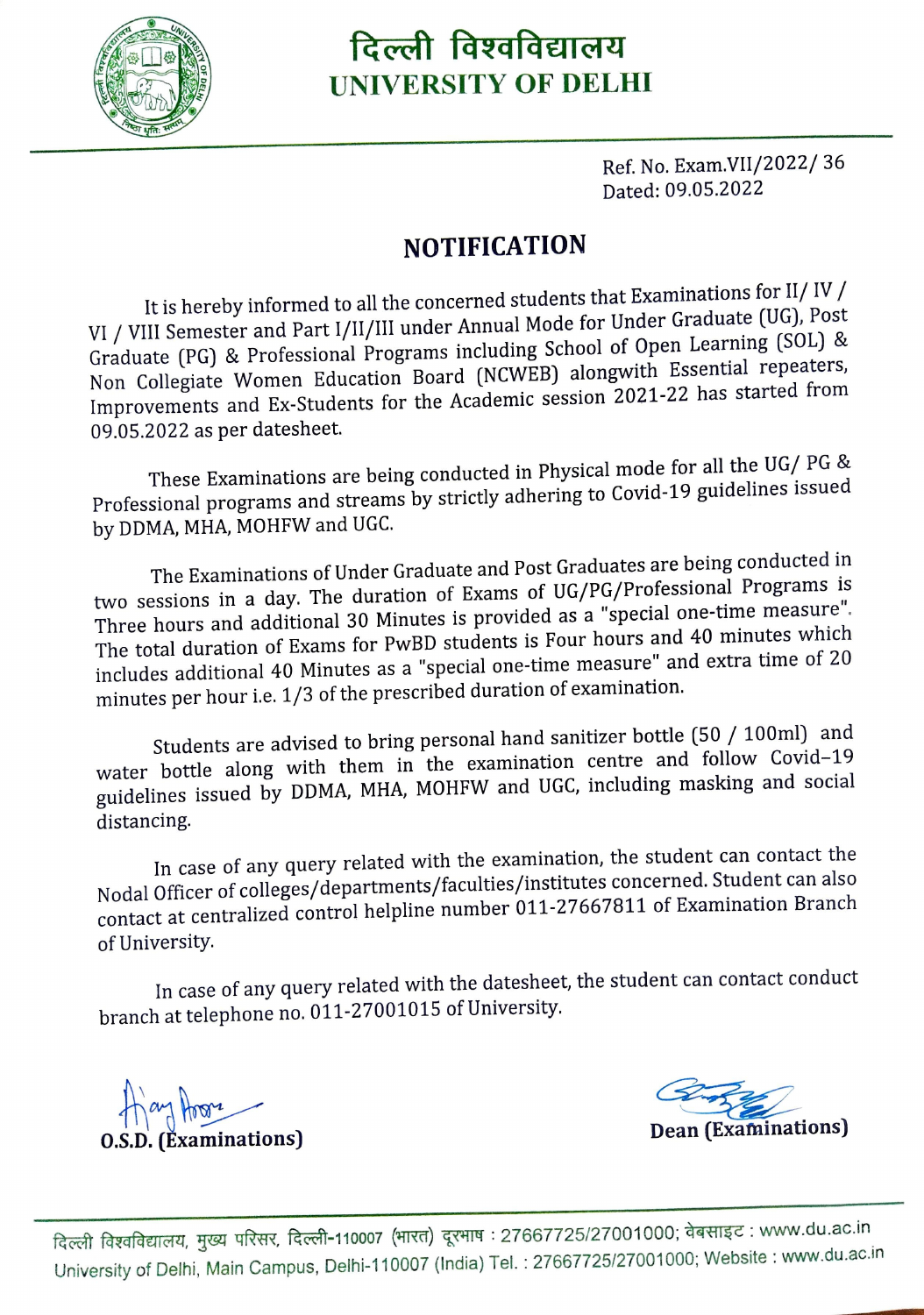# दिल्ली विश्वविद्यालय
# UNIVERSITY OF DELHI

Ref. No. Exam.VII/2022/ 36
Dated: 09.05.2022

## NOTIFICATION

It is hereby informed to all the concerned students that Examinations for II/ IV / VI / VIII Semester and Part I/II/III under Annual Mode for Under Graduate (UG), Post Graduate (PG) & Professional Programs including School of Open Learning (SOL) & Non Collegiate Women Education Board (NCWEB) alongwith Essential repeaters, Improvements and Ex-Students for the Academic session 2021-22 has started from 09.05.2022 as per datesheet.

These Examinations are being conducted in Physical mode for all the UG/ PG & Professional programs and streams by strictly adhering to Covid-19 guidelines issued by DDMA, MHA, MOHFW and UGC.

The Examinations of Under Graduate and Post Graduates are being conducted in two sessions in a day. The duration of Exams of UG/PG/Professional Programs is Three hours and additional 30 Minutes is provided as a "special one-time measure". The total duration of Exams for PwBD students is Four hours and 40 minutes which includes additional 40 Minutes as a "special one-time measure" and extra time of 20 minutes per hour i.e. 1/3 of the prescribed duration of examination.

Students are advised to bring personal hand sanitizer bottle (50 / 100ml) and water bottle along with them in the examination centre and follow Covid–19 guidelines issued by DDMA, MHA, MOHFW and UGC, including masking and social distancing.

In case of any query related with the examination, the student can contact the Nodal Officer of colleges/departments/faculties/institutes concerned. Student can also contact at centralized control helpline number 011-27667811 of Examination Branch of University.

In case of any query related with the datesheet, the student can contact conduct branch at telephone no. 011-27001015 of University.

**O.S.D. (Examinations)**

**Dean (Examinations)**

दिल्ली विश्वविद्यालय, मुख्य परिसर, दिल्ली-110007 (भारत) दूरभाष : 27667725/27001000; वेबसाइट : www.du.ac.in
University of Delhi, Main Campus, Delhi-110007 (India) Tel. : 27667725/27001000; Website : www.du.ac.in